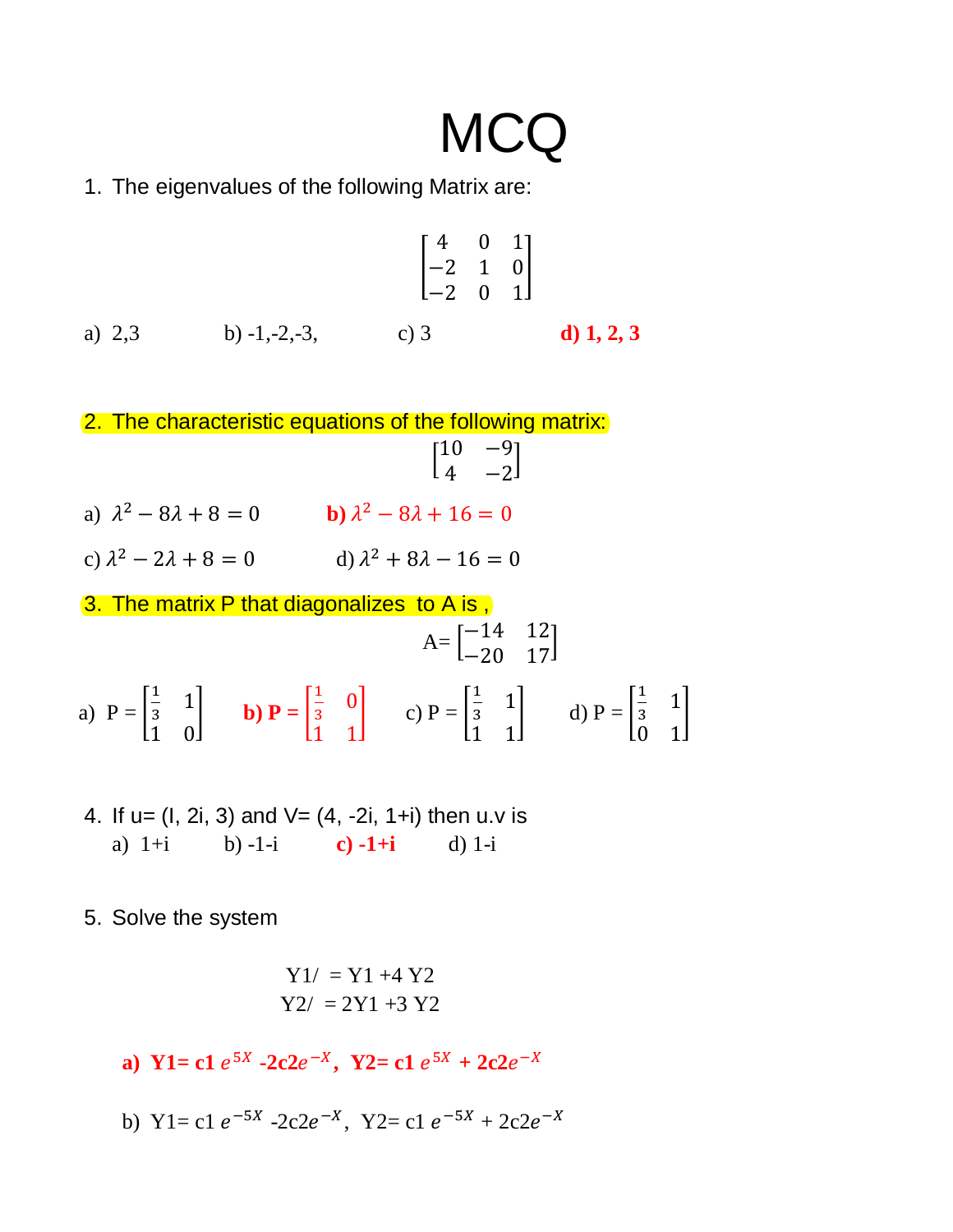# MCQ

1. The eigenvalues of the following Matrix are:

$$\begin{bmatrix} 4 & 0 & 1 \\ -2 & 1 & 0 \\ -2 & 0 & 1 \end{bmatrix}$$

a) 2,3 b) -1,-2,-3, c) 3 **d) 1, 2, 3**

2. The characteristic equations of the following matrix:

$$\begin{bmatrix} 10 & -9 \\ 4 & -2 \end{bmatrix}$$

a) $\lambda^2 - 8\lambda + 8 = 0$ **b)** $\lambda^2 - 8\lambda + 16 = 0$

c) $\lambda^2 - 2\lambda + 8 = 0$ d) $\lambda^2 + 8\lambda - 16 = 0$

3. The matrix P that diagonalizes to A is ,

$$A = \begin{bmatrix} -14 & 12 \\ -20 & 17 \end{bmatrix}$$

a) $P = \begin{bmatrix} \frac{1}{3} & 1 \\ 1 & 0 \end{bmatrix}$ **b)** $P = \begin{bmatrix} \frac{1}{3} & 0 \\ 1 & 1 \end{bmatrix}$ c) $P = \begin{bmatrix} \frac{1}{3} & 1 \\ 1 & 1 \end{bmatrix}$ d) $P = \begin{bmatrix} \frac{1}{3} & 1 \\ 0 & 1 \end{bmatrix}$

4. If u= (I, 2i, 3) and V= (4, -2i, 1+i) then u.v is

a) 1+i b) -1-i **c) -1+i** d) 1-i

5. Solve the system

$$Y1' = Y1 + 4\,Y2$$
$$Y2' = 2Y1 + 3\,Y2$$

**a) Y1= c1 $e^{5X}$ -2c2$e^{-X}$, Y2= c1 $e^{5X}$ + 2c2$e^{-X}$**

b) Y1= c1 $e^{-5X}$ -2c2$e^{-X}$, Y2= c1 $e^{-5X}$ + 2c2$e^{-X}$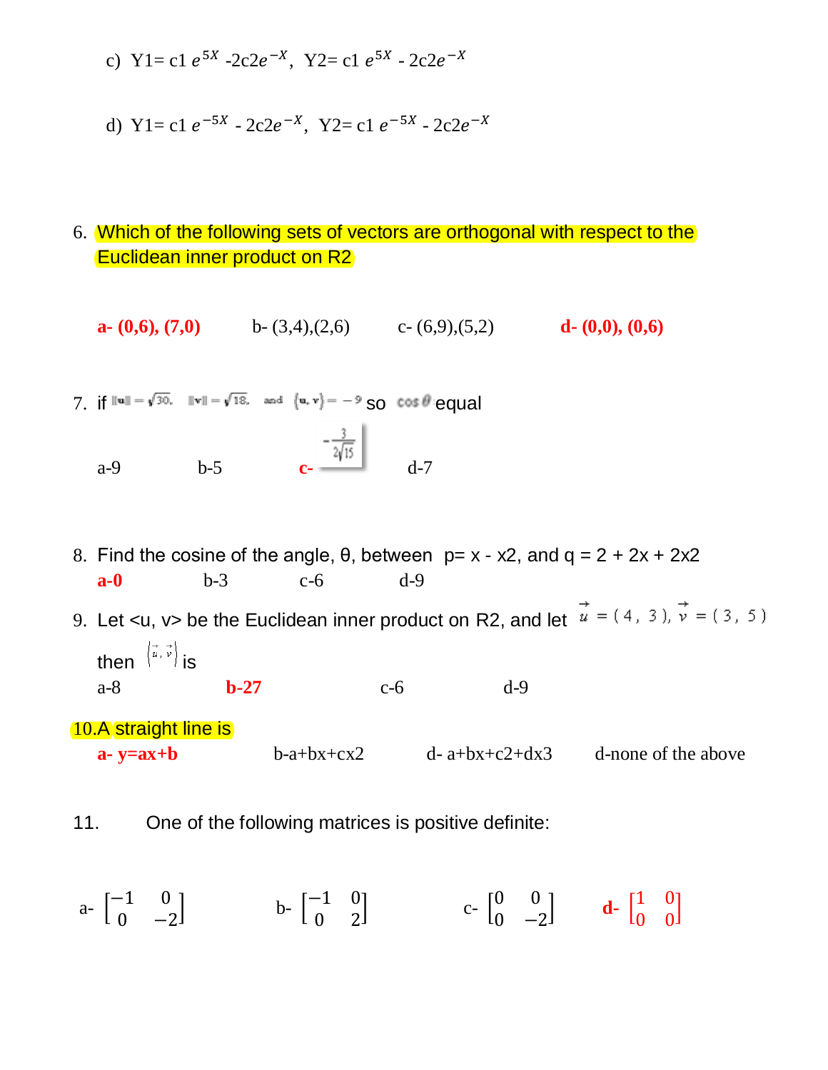c) $Y1= c1\, e^{5X}$ $-2c2e^{-X}$, $Y2= c1\, e^{5X}$ $- 2c2e^{-X}$

d) $Y1= c1\, e^{-5X}$ $- 2c2e^{-X}$, $Y2= c1\, e^{-5X}$ $- 2c2e^{-X}$

6. Which of the following sets of vectors are orthogonal with respect to the Euclidean inner product on R2

**a- (0,6), (7,0)** b- (3,4),(2,6) c- (6,9),(5,2) **d- (0,0), (0,6)**

7. if $\|u\| = \sqrt{30}$, $\|v\| = \sqrt{18}$, and $\langle u, v\rangle = -9$ so $\cos\theta$ equal

a-9 b-5 **c-** $-\frac{3}{2\sqrt{15}}$ d-7

8. Find the cosine of the angle, θ, between p= x - x2, and q = 2 + 2x + 2x2

**a-0** b-3 c-6 d-9

9. Let <u, v> be the Euclidean inner product on R2, and let $\vec{u} = (4, 3)$, $\vec{v} = (3, 5)$

then $\langle \vec{u}, \vec{v}\rangle$ is

a-8 **b-27** c-6 d-9

10. A straight line is

**a- y=ax+b** b-a+bx+cx2 d- a+bx+c2+dx3 d-none of the above

11. One of the following matrices is positive definite:

a- $\begin{bmatrix} -1 & 0 \\ 0 & -2 \end{bmatrix}$ b- $\begin{bmatrix} -1 & 0 \\ 0 & 2 \end{bmatrix}$ c- $\begin{bmatrix} 0 & 0 \\ 0 & -2 \end{bmatrix}$ **d-** $\begin{bmatrix} 1 & 0 \\ 0 & 0 \end{bmatrix}$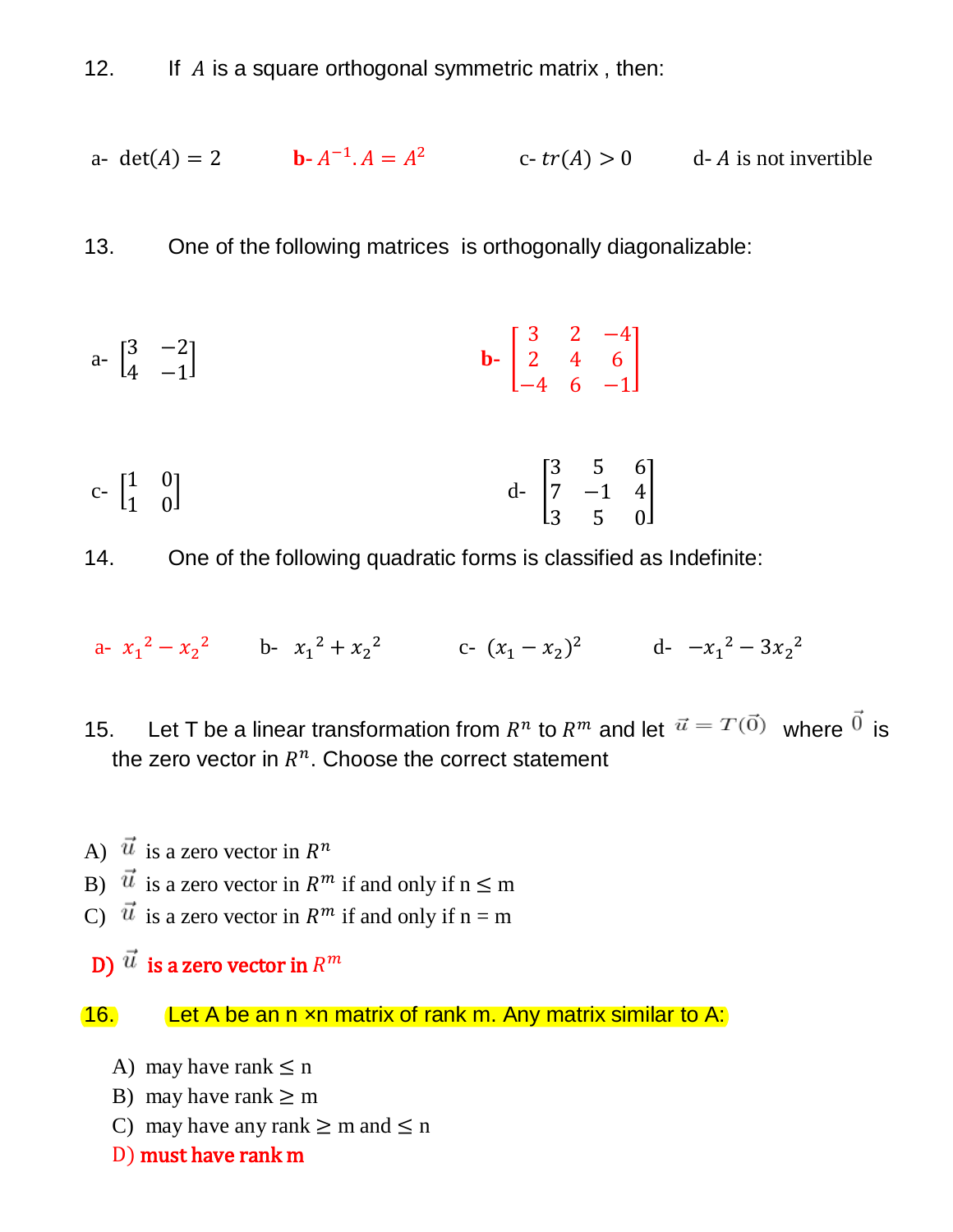12. If $A$ is a square orthogonal symmetric matrix , then:

a- $\det(A) = 2$ b- $A^{-1}.A = A^2$ c- $tr(A) > 0$ d- $A$ is not invertible

13. One of the following matrices is orthogonally diagonalizable:

a- $\begin{bmatrix} 3 & -2 \\ 4 & -1 \end{bmatrix}$ b- $\begin{bmatrix} 3 & 2 & -4 \\ 2 & 4 & 6 \\ -4 & 6 & -1 \end{bmatrix}$

c- $\begin{bmatrix} 1 & 0 \\ 1 & 0 \end{bmatrix}$ d- $\begin{bmatrix} 3 & 5 & 6 \\ 7 & -1 & 4 \\ 3 & 5 & 0 \end{bmatrix}$

14. One of the following quadratic forms is classified as Indefinite:

a- $x_1{}^2 - x_2{}^2$ b- $x_1{}^2 + x_2{}^2$ c- $(x_1 - x_2)^2$ d- $-x_1{}^2 - 3x_2{}^2$

15. Let T be a linear transformation from $R^n$ to $R^m$ and let $\vec{u} = T(\vec{0})$ where $\vec{0}$ is the zero vector in $R^n$. Choose the correct statement

A) $\vec{u}$ is a zero vector in $R^n$
B) $\vec{u}$ is a zero vector in $R^m$ if and only if n ≤ m
C) $\vec{u}$ is a zero vector in $R^m$ if and only if n = m

**D) $\vec{u}$ is a zero vector in $R^m$**

16. Let A be an n ×n matrix of rank m. Any matrix similar to A:

A) may have rank ≤ n
B) may have rank ≥ m
C) may have any rank ≥ m and ≤ n
**D) must have rank m**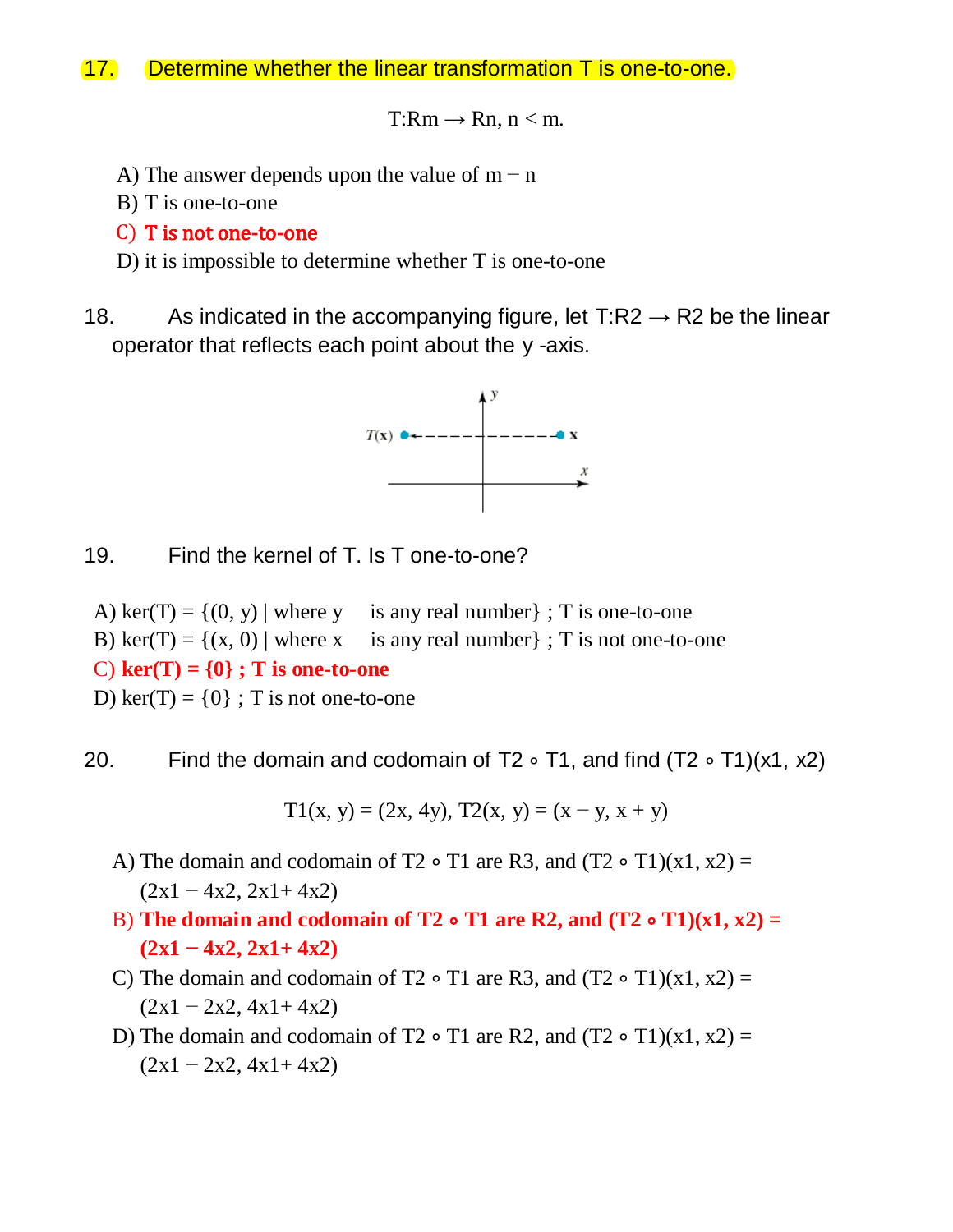17. Determine whether the linear transformation T is one-to-one.

$$T: R^m \rightarrow R^n,\ n < m.$$

A) The answer depends upon the value of $m - n$
B) T is one-to-one
**C) T is not one-to-one**
D) it is impossible to determine whether T is one-to-one

18. As indicated in the accompanying figure, let $T: R^2 \rightarrow R^2$ be the linear operator that reflects each point about the $y$-axis.

19. Find the kernel of T. Is T one-to-one?

A) $\ker(T) = \{(0, y) \mid \text{where } y$ is any real number$\}$ ; T is one-to-one
B) $\ker(T) = \{(x, 0) \mid \text{where } x$ is any real number$\}$ ; T is not one-to-one
**C) $\ker(T) = \{0\}$ ; T is one-to-one**
D) $\ker(T) = \{0\}$ ; T is not one-to-one

20. Find the domain and codomain of $T_2 \circ T_1$, and find $(T_2 \circ T_1)(x_1, x_2)$

$$T_1(x, y) = (2x, 4y),\ T_2(x, y) = (x - y, x + y)$$

A) The domain and codomain of $T_2 \circ T_1$ are $R^3$, and $(T_2 \circ T_1)(x_1, x_2) = (2x_1 - 4x_2, 2x_1 + 4x_2)$
**B) The domain and codomain of $T_2 \circ T_1$ are $R^2$, and $(T_2 \circ T_1)(x_1, x_2) = (2x_1 - 4x_2, 2x_1 + 4x_2)$**
C) The domain and codomain of $T_2 \circ T_1$ are $R^3$, and $(T_2 \circ T_1)(x_1, x_2) = (2x_1 - 2x_2, 4x_1 + 4x_2)$
D) The domain and codomain of $T_2 \circ T_1$ are $R^2$, and $(T_2 \circ T_1)(x_1, x_2) = (2x_1 - 2x_2, 4x_1 + 4x_2)$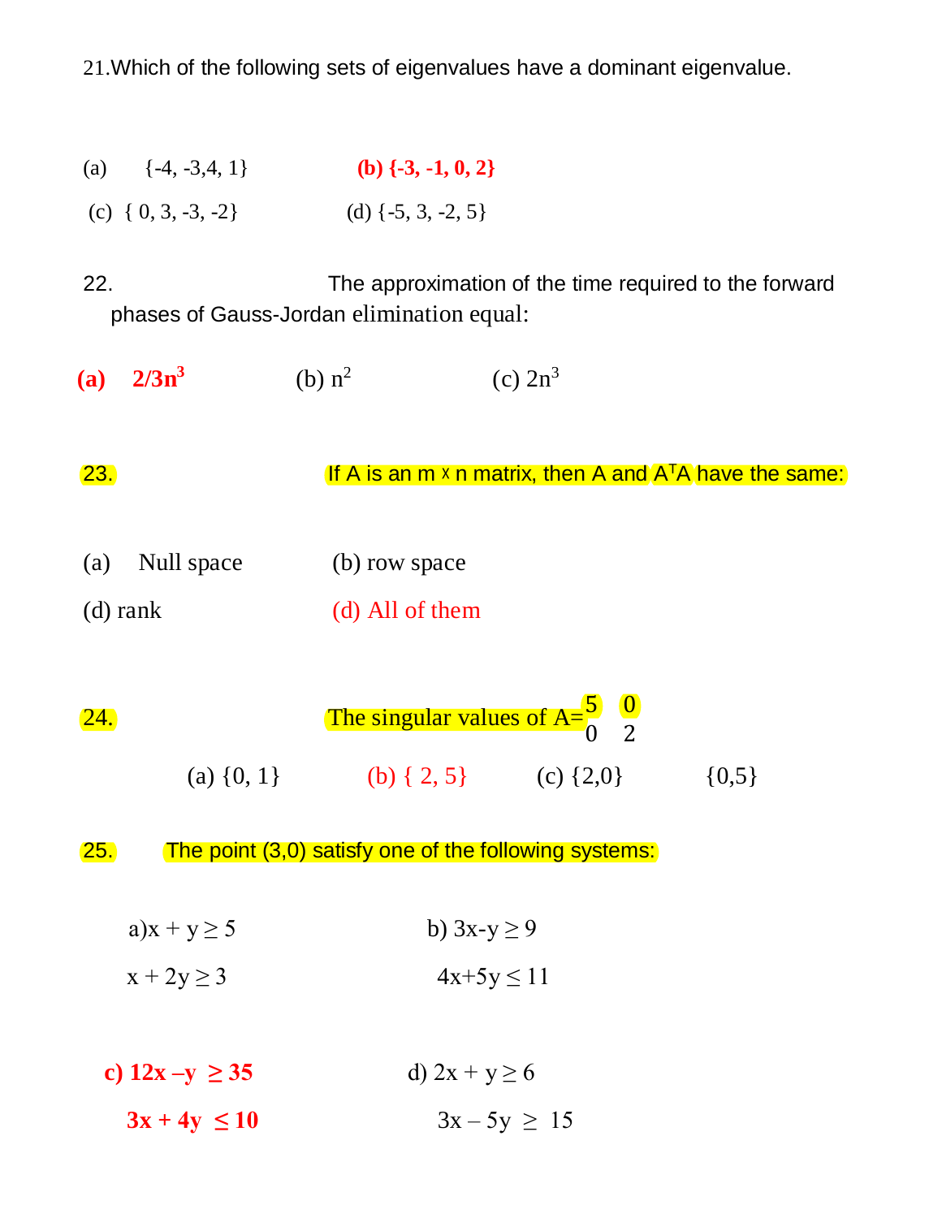21.Which of the following sets of eigenvalues have a dominant eigenvalue.

(a) {-4, -3,4, 1} **(b) {-3, -1, 0, 2}**

(c) { 0, 3, -3, -2} (d) {-5, 3, -2, 5}

22. The approximation of the time required to the forward phases of Gauss-Jordan elimination equal:

**(a) $2/3n^3$** (b) $n^2$ (c) $2n^3$

23. If A is an m x n matrix, then A and $A^TA$ have the same:

(a) Null space (b) row space

(d) rank (d) All of them

24. The singular values of $A=\begin{matrix} 5 & 0 \\ 0 & 2 \end{matrix}$

(a) {0, 1} (b) { 2, 5} (c) {2,0} {0,5}

25. The point (3,0) satisfy one of the following systems:

a) $x + y \geq 5$
$x + 2y \geq 3$

b) $3x-y \geq 9$
$4x+5y \leq 11$

**c) $12x - y \geq 35$**
**$3x + 4y \leq 10$**

d) $2x + y \geq 6$
$3x - 5y \geq 15$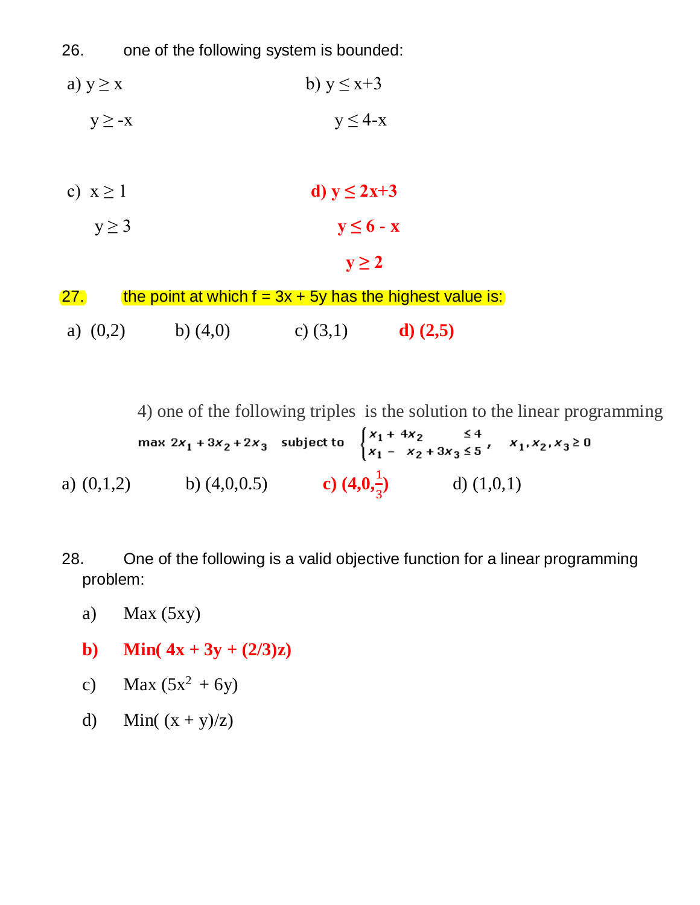26. one of the following system is bounded:

a) $y \geq x$
$y \geq -x$

b) $y \leq x+3$
$y \leq 4-x$

c) $x \geq 1$
$y \geq 3$

**d) $y \leq 2x+3$**
**$y \leq 6 - x$**
**$y \geq 2$**

27. the point at which $f = 3x + 5y$ has the highest value is:

a) (0,2) b) (4,0) c) (3,1) **d) (2,5)**

4) one of the following triples is the solution to the linear programming

$$\max \ 2x_1 + 3x_2 + 2x_3 \quad \text{subject to} \quad \begin{cases} x_1 + 4x_2 \leq 4 \\ x_1 - x_2 + 3x_3 \leq 5 \end{cases}, \quad x_1, x_2, x_3 \geq 0$$

a) (0,1,2) b) (4,0,0.5) **c) $(4,0,\frac{1}{3})$** d) (1,0,1)

28. One of the following is a valid objective function for a linear programming problem:

a) Max $(5xy)$

**b) Min$(4x + 3y + (2/3)z)$**

c) Max $(5x^2 + 6y)$

d) Min$((x + y)/z)$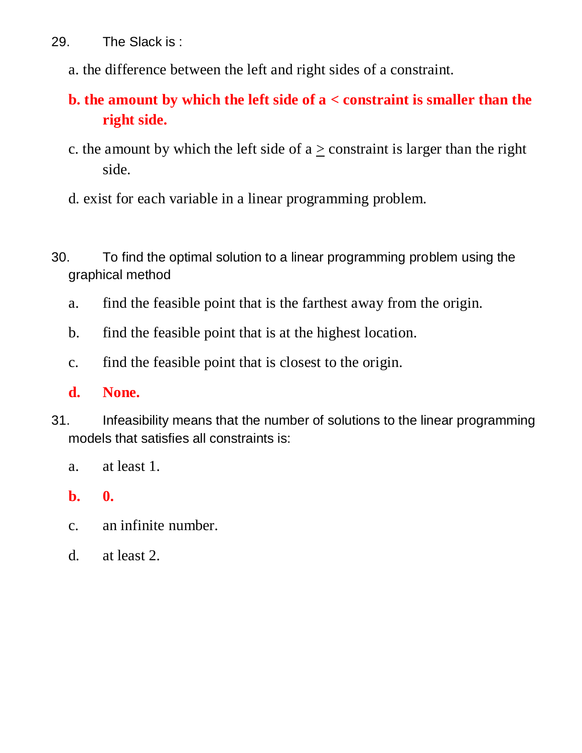29. The Slack is :

a. the difference between the left and right sides of a constraint.

**b. the amount by which the left side of a < constraint is smaller than the right side.**

c. the amount by which the left side of a $\geq$ constraint is larger than the right side.

d. exist for each variable in a linear programming problem.

30. To find the optimal solution to a linear programming problem using the graphical method

a. find the feasible point that is the farthest away from the origin.

b. find the feasible point that is at the highest location.

c. find the feasible point that is closest to the origin.

**d. None.**

31. Infeasibility means that the number of solutions to the linear programming models that satisfies all constraints is:

a. at least 1.

**b. 0.**

c. an infinite number.

d. at least 2.